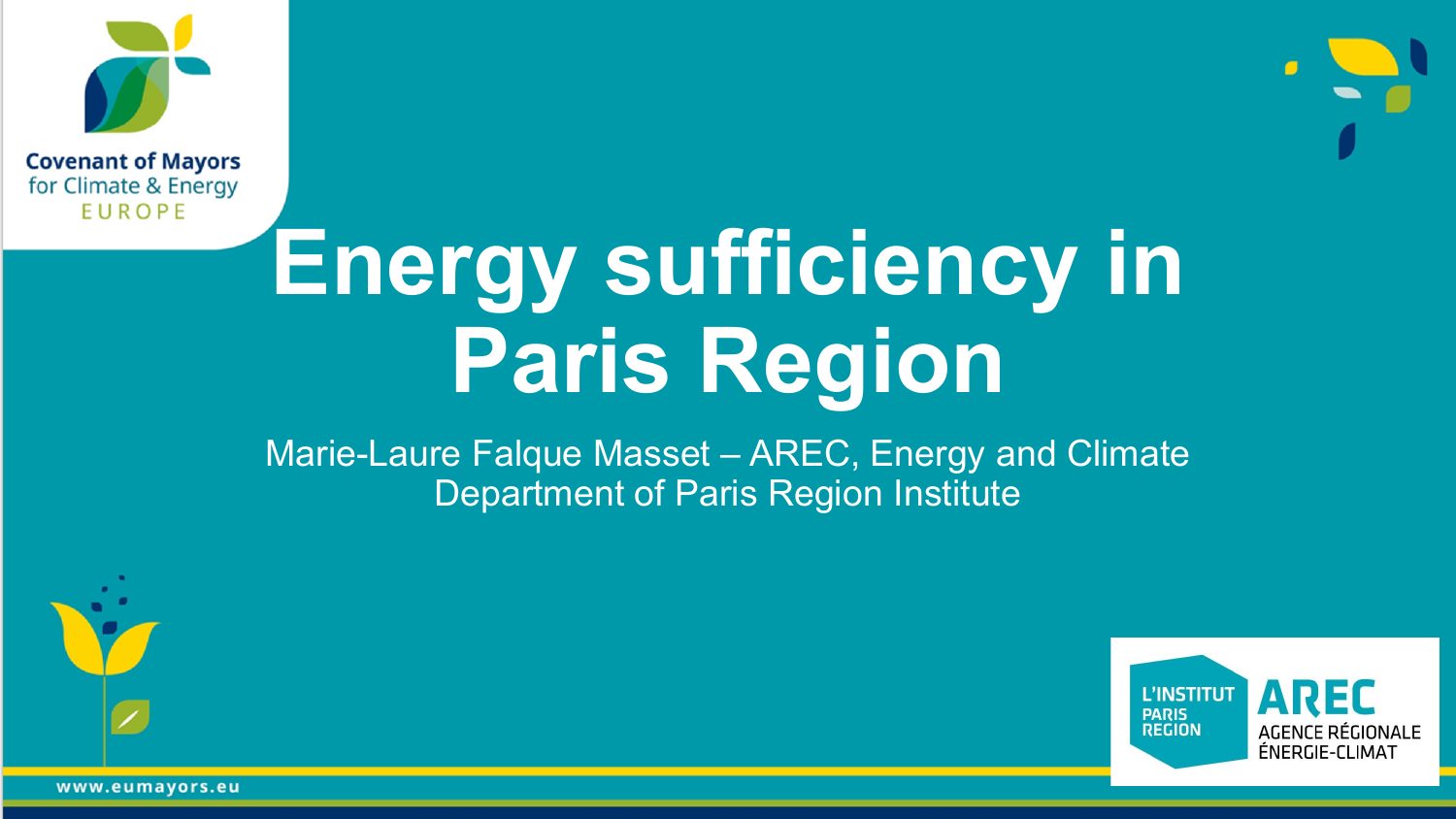Covenant of Mayors for Climate & Energy EUROPE

# Energy sufficiency in Paris Region

Marie-Laure Falque Masset – AREC, Energy and Climate Department of Paris Region Institute

L'INSTITUT PARIS REGION

AREC AGENCE RÉGIONALE ÉNERGIE-CLIMAT

www.eumayors.eu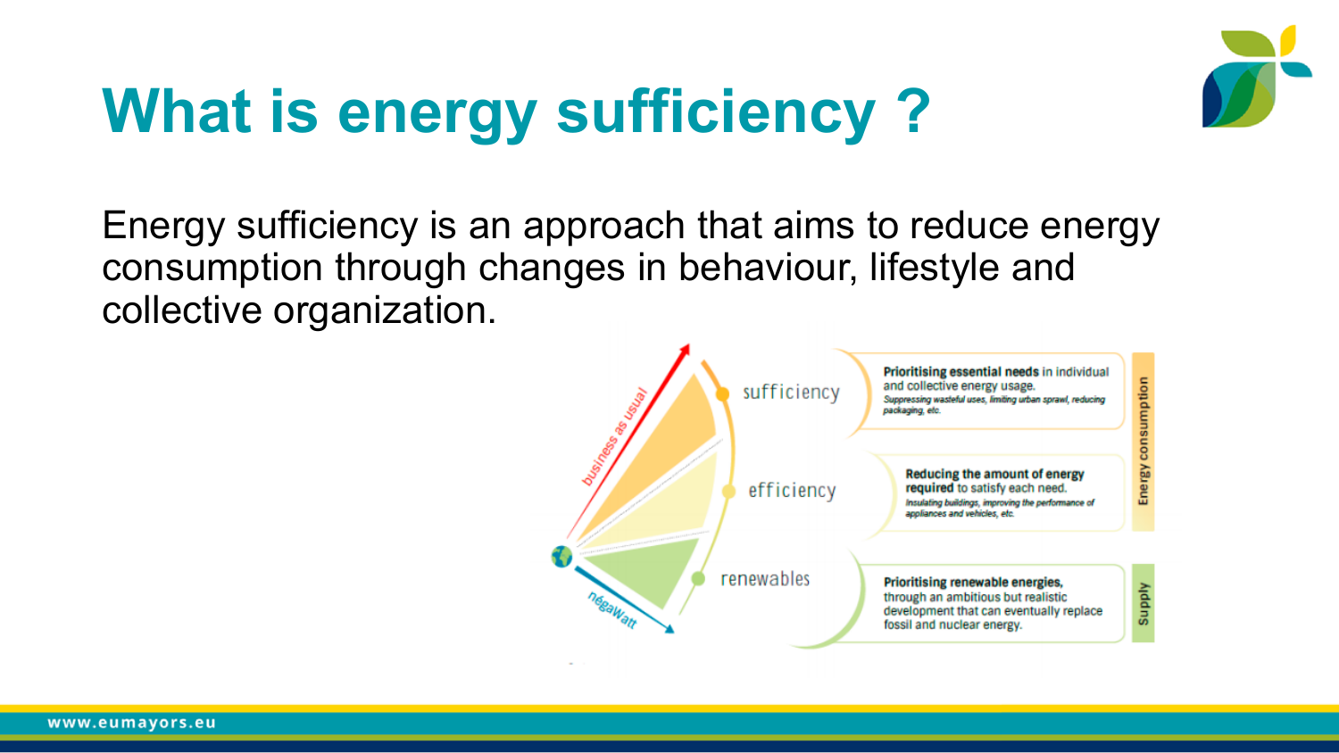# What is energy sufficiency ?

Energy sufficiency is an approach that aims to reduce energy consumption through changes in behaviour, lifestyle and collective organization.

business as usual

négaWatt

sufficiency

efficiency

renewables

**Prioritising essential needs** in individual and collective energy usage.
*Suppressing wasteful uses, limiting urban sprawl, reducing packaging, etc.*

**Reducing the amount of energy required** to satisfy each need.
*Insulating buildings, improving the performance of appliances and vehicles, etc.*

**Prioritising renewable energies,** through an ambitious but realistic development that can eventually replace fossil and nuclear energy.

Energy consumption

Supply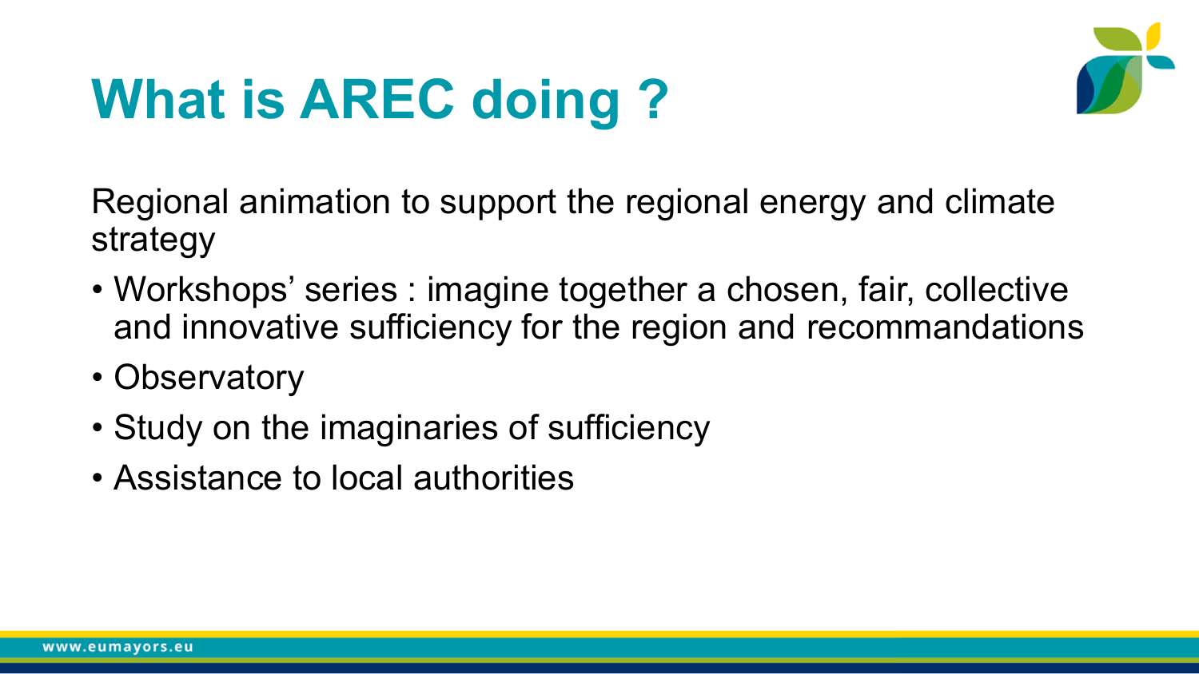# What is AREC doing ?

Regional animation to support the regional energy and climate strategy

- Workshops' series : imagine together a chosen, fair, collective and innovative sufficiency for the region and recommandations
- Observatory
- Study on the imaginaries of sufficiency
- Assistance to local authorities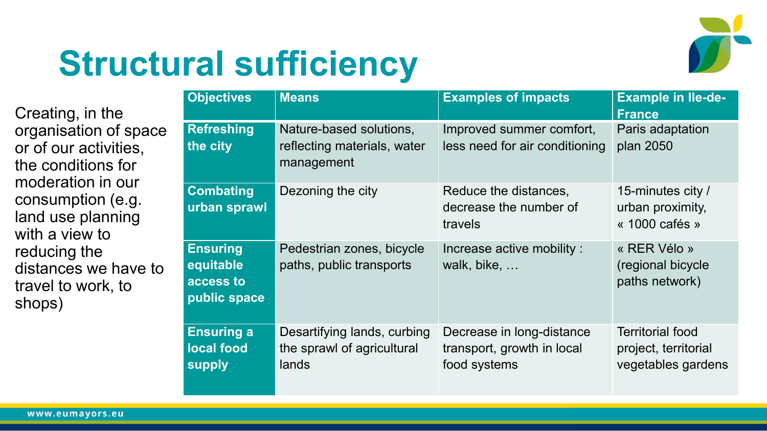# Structural sufficiency

Creating, in the organisation of space or of our activities, the conditions for moderation in our consumption (e.g. land use planning with a view to reducing the distances we have to travel to work, to shops)

| Objectives | Means | Examples of impacts | Example in Ile-de-France |
|---|---|---|---|
| **Refreshing the city** | Nature-based solutions, reflecting materials, water management | Improved summer comfort, less need for air conditioning | Paris adaptation plan 2050 |
| **Combating urban sprawl** | Dezoning the city | Reduce the distances, decrease the number of travels | 15-minutes city / urban proximity, « 1000 cafés » |
| **Ensuring equitable access to public space** | Pedestrian zones, bicycle paths, public transports | Increase active mobility : walk, bike, … | « RER Vélo » (regional bicycle paths network) |
| **Ensuring a local food supply** | Desartifying lands, curbing the sprawl of agricultural lands | Decrease in long-distance transport, growth in local food systems | Territorial food project, territorial vegetables gardens |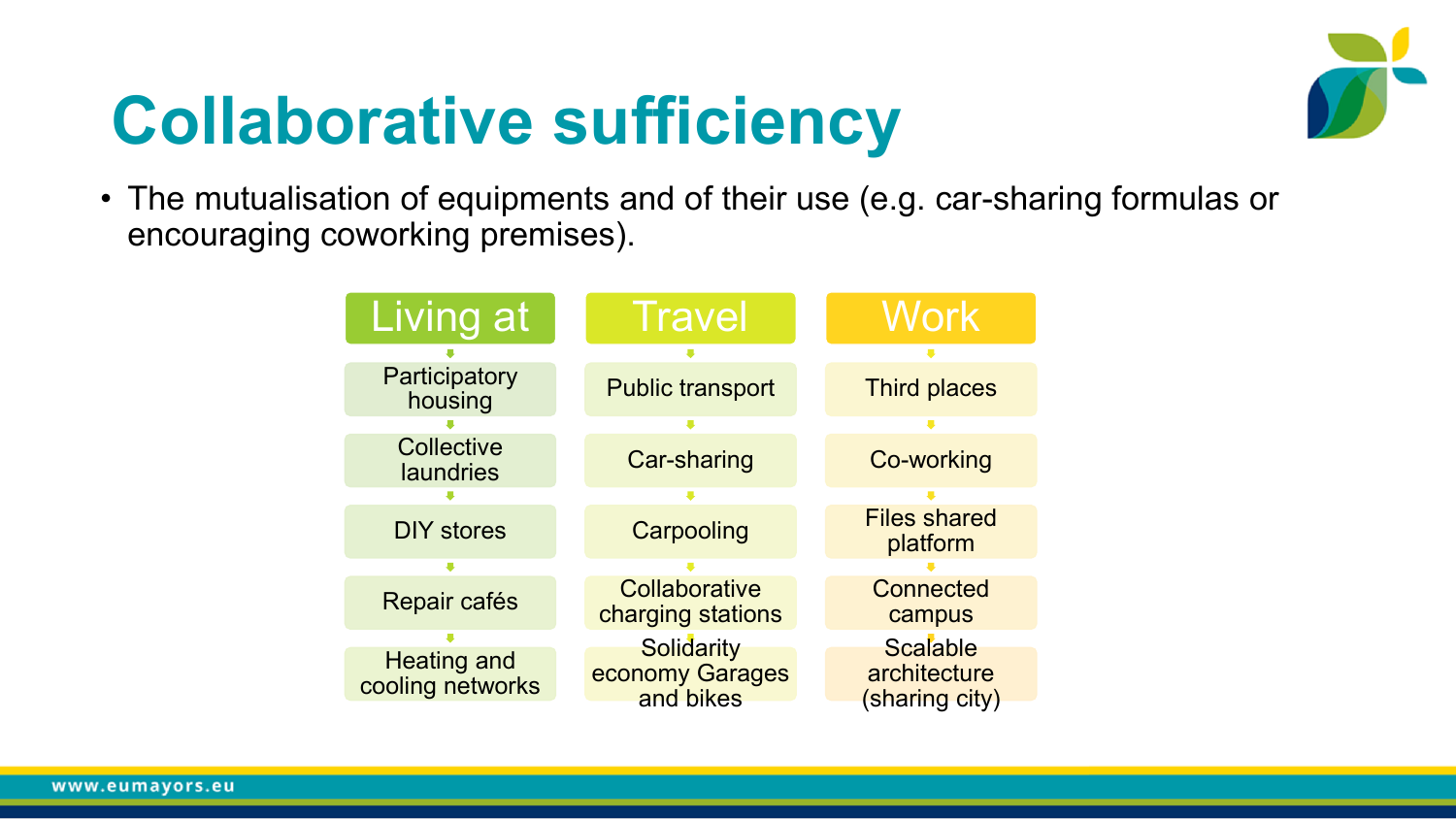# Collaborative sufficiency

- The mutualisation of equipments and of their use (e.g. car-sharing formulas or encouraging coworking premises).

| Living at | Travel | Work |
|---|---|---|
| Participatory housing | Public transport | Third places |
| Collective laundries | Car-sharing | Co-working |
| DIY stores | Carpooling | Files shared platform |
| Repair cafés | Collaborative charging stations | Connected campus |
| Heating and cooling networks | Solidarity economy Garages and bikes | Scalable architecture (sharing city) |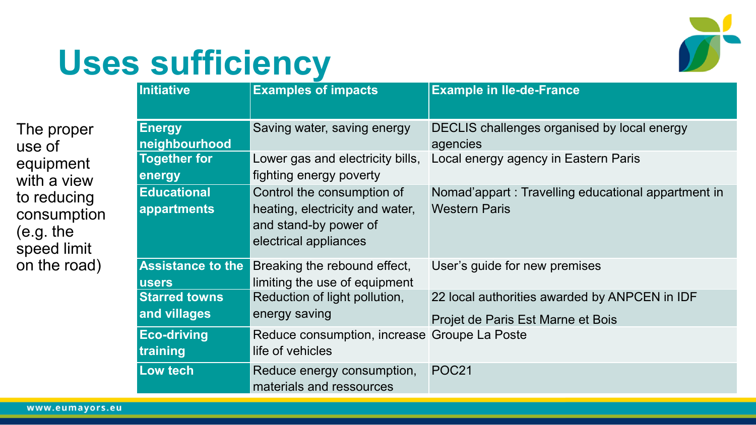# Uses sufficiency

The proper use of equipment with a view to reducing consumption (e.g. the speed limit on the road)

| Initiative | Examples of impacts | Example in Ile-de-France |
| --- | --- | --- |
| **Energy neighbourhood** | Saving water, saving energy | DECLIS challenges organised by local energy agencies |
| **Together for energy** | Lower gas and electricity bills, fighting energy poverty | Local energy agency in Eastern Paris |
| **Educational appartments** | Control the consumption of heating, electricity and water, and stand-by power of electrical appliances | Nomad'appart : Travelling educational appartment in Western Paris |
| **Assistance to the users** | Breaking the rebound effect, limiting the use of equipment | User's guide for new premises |
| **Starred towns and villages** | Reduction of light pollution, energy saving | 22 local authorities awarded by ANPCEN in IDF<br>Projet de Paris Est Marne et Bois |
| **Eco-driving training** | Reduce consumption, increase life of vehicles | Groupe La Poste |
| **Low tech** | Reduce energy consumption, materials and ressources | POC21 |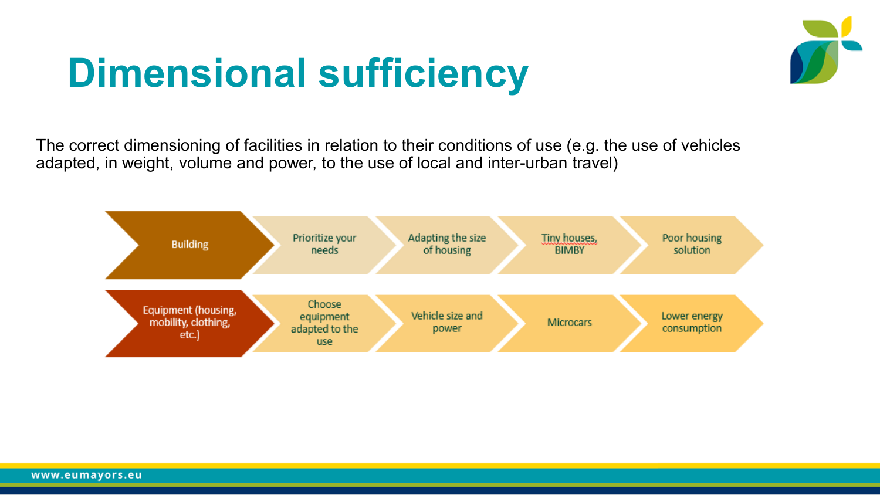# Dimensional sufficiency

The correct dimensioning of facilities in relation to their conditions of use (e.g. the use of vehicles adapted, in weight, volume and power, to the use of local and inter-urban travel)

| | | | | |
|---|---|---|---|---|
| Building | Prioritize your needs | Adapting the size of housing | Tiny houses, BIMBY | Poor housing solution |
| Equipment (housing, mobility, clothing, etc.) | Choose equipment adapted to the use | Vehicle size and power | Microcars | Lower energy consumption |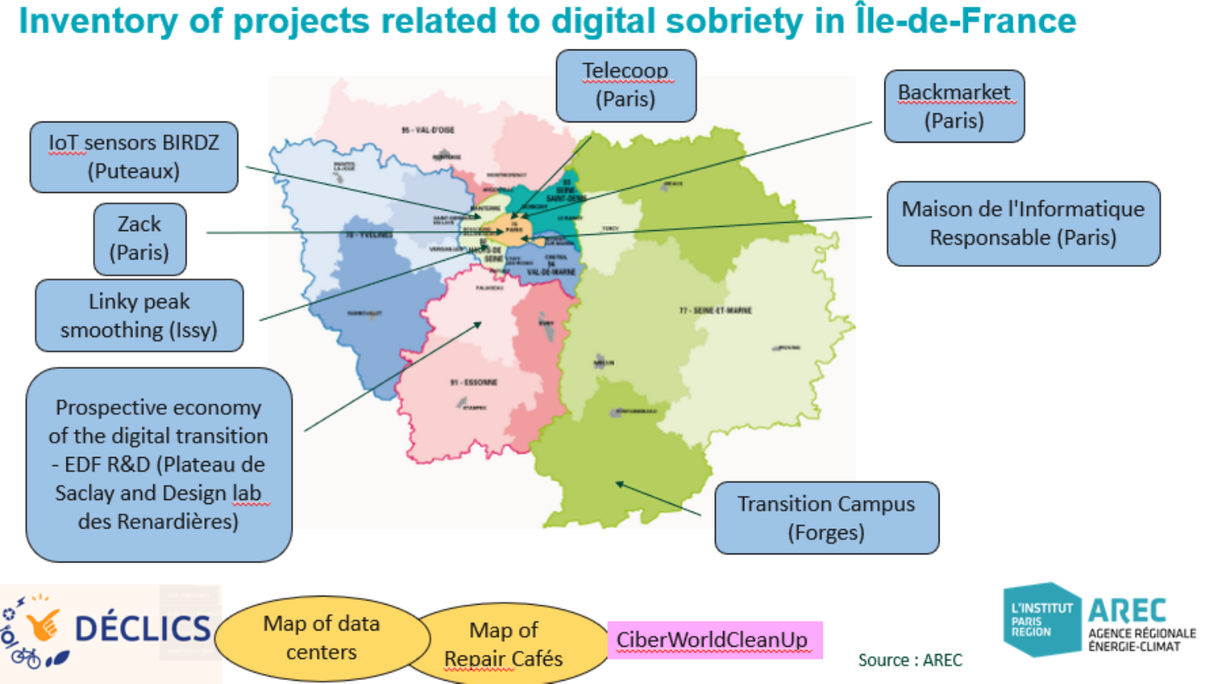# Inventory of projects related to digital sobriety in Île-de-France

- IoT sensors BIRDZ (Puteaux)
- Zack (Paris)
- Linky peak smoothing (Issy)
- Prospective economy of the digital transition - EDF R&D (Plateau de Saclay and Design lab des Renardières)
- Telecoop (Paris)
- Backmarket (Paris)
- Maison de l'Informatique Responsable (Paris)
- Transition Campus (Forges)

DÉCLICS

Map of data centers

Map of Repair Cafés

CiberWorldCleanUp

Source : AREC

L'INSTITUT PARIS REGION

AREC AGENCE RÉGIONALE ÉNERGIE-CLIMAT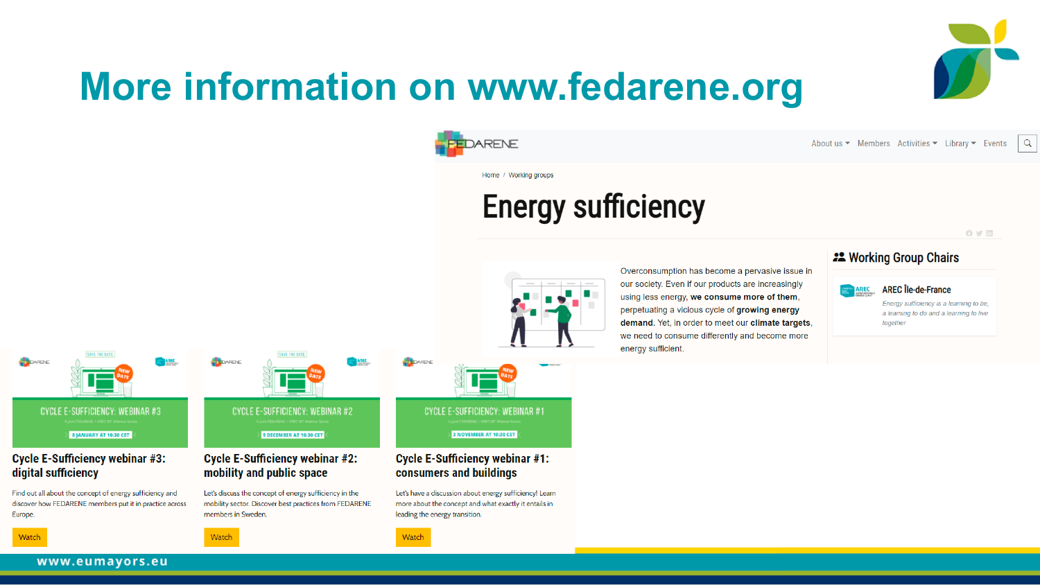# More information on www.fedarene.org

About us · Members · Activities · Library · Events

Home / Working groups

## Energy sufficiency

Overconsumption has become a pervasive issue in our society. Even if our products are increasingly using less energy, **we consume more of them**, perpetuating a vicious cycle of **growing energy demand.** Yet, in order to meet our **climate targets**, we need to consume differently and become more energy sufficient.

### Working Group Chairs

**AREC Île-de-France**

*Energy sufficiency is a learning to be, a learning to do and a learning to live together*

---

CYCLE E-SUFFICIENCY: WEBINAR #3 — 8 JANUARY AT 10:30 CET

**Cycle E-Sufficiency webinar #3: digital sufficiency**

Find out all about the concept of energy sufficiency and discover how FEDARENE members put it in practice across Europe.

Watch

---

CYCLE E-SUFFICIENCY: WEBINAR #2 — 9 DECEMBER AT 10:30 CET

**Cycle E-Sufficiency webinar #2: mobility and public space**

Let's discuss the concept of energy sufficiency in the mobility sector. Discover best practices from FEDARENE members in Sweden.

Watch

---

CYCLE E-SUFFICIENCY: WEBINAR #1 — 2 NOVEMBER AT 10:30 CET

**Cycle E-Sufficiency webinar #1: consumers and buildings**

Let's have a discussion about energy sufficiency! Learn more about the concept and what exactly it entails in leading the energy transition.

Watch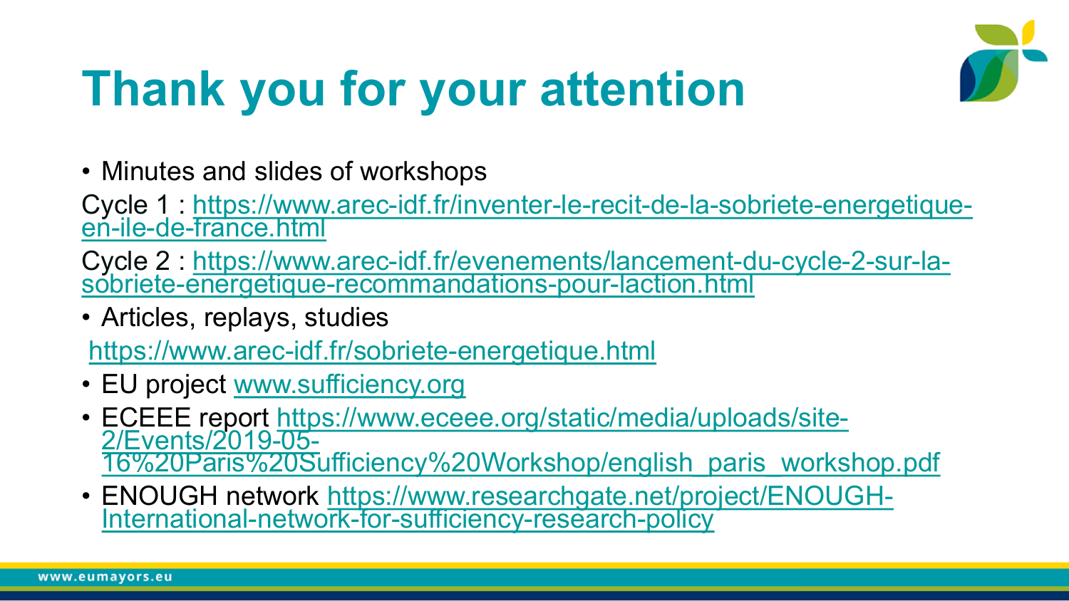# Thank you for your attention

- Minutes and slides of workshops

Cycle 1 : https://www.arec-idf.fr/inventer-le-recit-de-la-sobriete-energetique-en-ile-de-france.html

Cycle 2 : https://www.arec-idf.fr/evenements/lancement-du-cycle-2-sur-la-sobriete-energetique-recommandations-pour-laction.html

- Articles, replays, studies

https://www.arec-idf.fr/sobriete-energetique.html

- EU project www.sufficiency.org
- ECEEE report https://www.eceee.org/static/media/uploads/site-2/Events/2019-05-16%20Paris%20Sufficiency%20Workshop/english_paris_workshop.pdf
- ENOUGH network https://www.researchgate.net/project/ENOUGH-International-network-for-sufficiency-research-policy